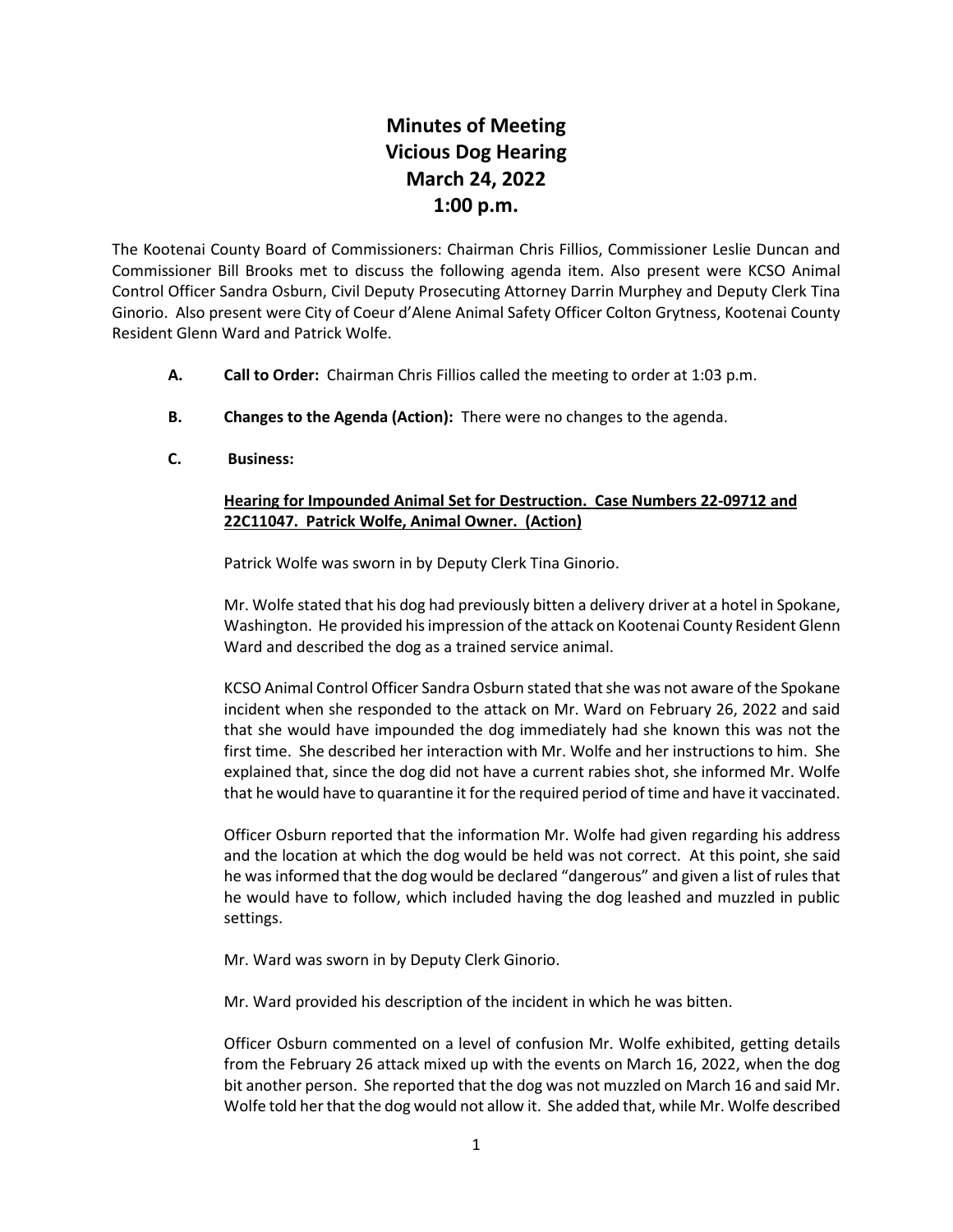# Minutes of Meeting
# Vicious Dog Hearing
# March 24, 2022
# 1:00 p.m.

The Kootenai County Board of Commissioners: Chairman Chris Fillios, Commissioner Leslie Duncan and Commissioner Bill Brooks met to discuss the following agenda item. Also present were KCSO Animal Control Officer Sandra Osburn, Civil Deputy Prosecuting Attorney Darrin Murphey and Deputy Clerk Tina Ginorio. Also present were City of Coeur d'Alene Animal Safety Officer Colton Grytness, Kootenai County Resident Glenn Ward and Patrick Wolfe.

**A. Call to Order:** Chairman Chris Fillios called the meeting to order at 1:03 p.m.

**B. Changes to the Agenda (Action):** There were no changes to the agenda.

**C. Business:**

**<u>Hearing for Impounded Animal Set for Destruction. Case Numbers 22-09712 and 22C11047. Patrick Wolfe, Animal Owner. (Action)</u>**

Patrick Wolfe was sworn in by Deputy Clerk Tina Ginorio.

Mr. Wolfe stated that his dog had previously bitten a delivery driver at a hotel in Spokane, Washington. He provided his impression of the attack on Kootenai County Resident Glenn Ward and described the dog as a trained service animal.

KCSO Animal Control Officer Sandra Osburn stated that she was not aware of the Spokane incident when she responded to the attack on Mr. Ward on February 26, 2022 and said that she would have impounded the dog immediately had she known this was not the first time. She described her interaction with Mr. Wolfe and her instructions to him. She explained that, since the dog did not have a current rabies shot, she informed Mr. Wolfe that he would have to quarantine it for the required period of time and have it vaccinated.

Officer Osburn reported that the information Mr. Wolfe had given regarding his address and the location at which the dog would be held was not correct. At this point, she said he was informed that the dog would be declared "dangerous" and given a list of rules that he would have to follow, which included having the dog leashed and muzzled in public settings.

Mr. Ward was sworn in by Deputy Clerk Ginorio.

Mr. Ward provided his description of the incident in which he was bitten.

Officer Osburn commented on a level of confusion Mr. Wolfe exhibited, getting details from the February 26 attack mixed up with the events on March 16, 2022, when the dog bit another person. She reported that the dog was not muzzled on March 16 and said Mr. Wolfe told her that the dog would not allow it. She added that, while Mr. Wolfe described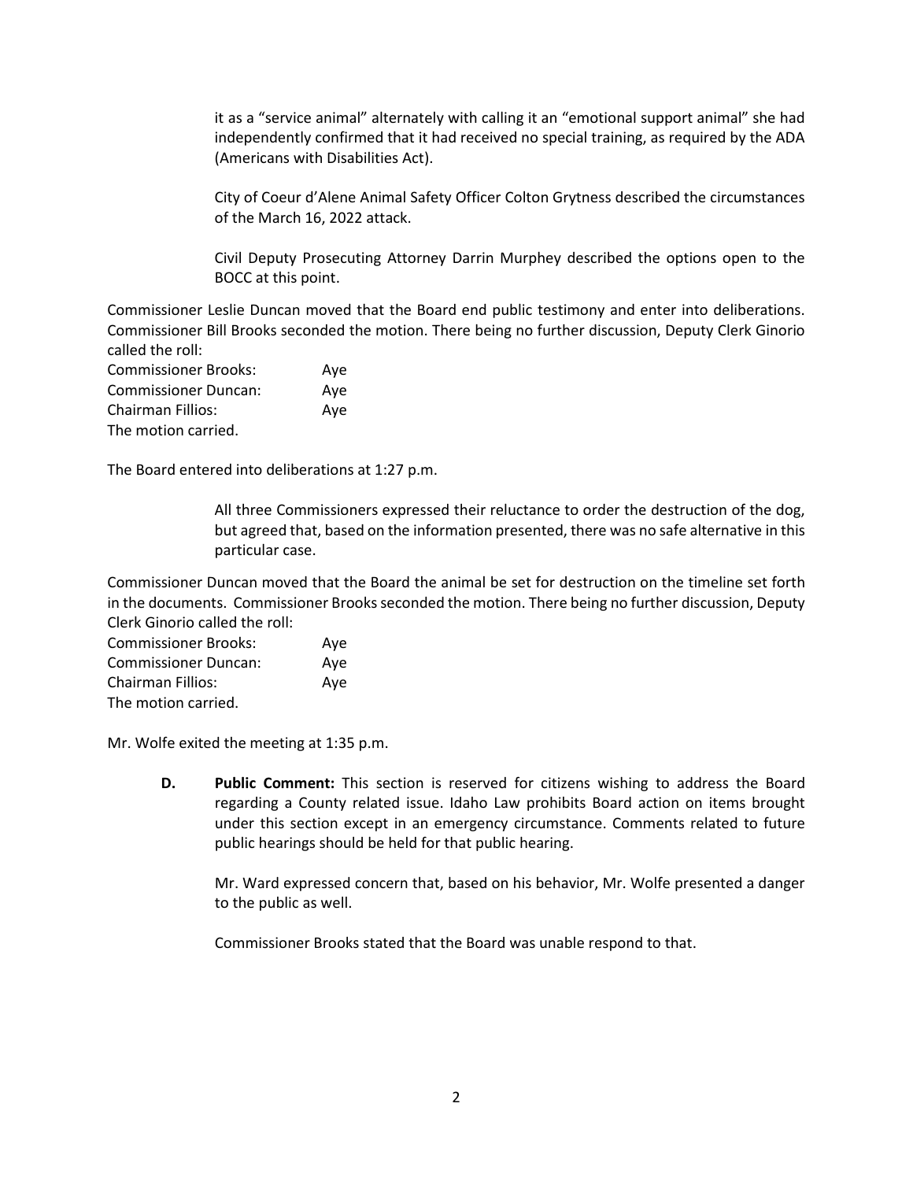it as a "service animal" alternately with calling it an "emotional support animal" she had independently confirmed that it had received no special training, as required by the ADA (Americans with Disabilities Act).

City of Coeur d'Alene Animal Safety Officer Colton Grytness described the circumstances of the March 16, 2022 attack.

Civil Deputy Prosecuting Attorney Darrin Murphey described the options open to the BOCC at this point.

Commissioner Leslie Duncan moved that the Board end public testimony and enter into deliberations. Commissioner Bill Brooks seconded the motion. There being no further discussion, Deputy Clerk Ginorio called the roll:

Commissioner Brooks: Aye
Commissioner Duncan: Aye
Chairman Fillios: Aye
The motion carried.

The Board entered into deliberations at 1:27 p.m.

All three Commissioners expressed their reluctance to order the destruction of the dog, but agreed that, based on the information presented, there was no safe alternative in this particular case.

Commissioner Duncan moved that the Board the animal be set for destruction on the timeline set forth in the documents. Commissioner Brooks seconded the motion. There being no further discussion, Deputy Clerk Ginorio called the roll:

Commissioner Brooks: Aye
Commissioner Duncan: Aye
Chairman Fillios: Aye
The motion carried.

Mr. Wolfe exited the meeting at 1:35 p.m.

**D. Public Comment:** This section is reserved for citizens wishing to address the Board regarding a County related issue. Idaho Law prohibits Board action on items brought under this section except in an emergency circumstance. Comments related to future public hearings should be held for that public hearing.

Mr. Ward expressed concern that, based on his behavior, Mr. Wolfe presented a danger to the public as well.

Commissioner Brooks stated that the Board was unable respond to that.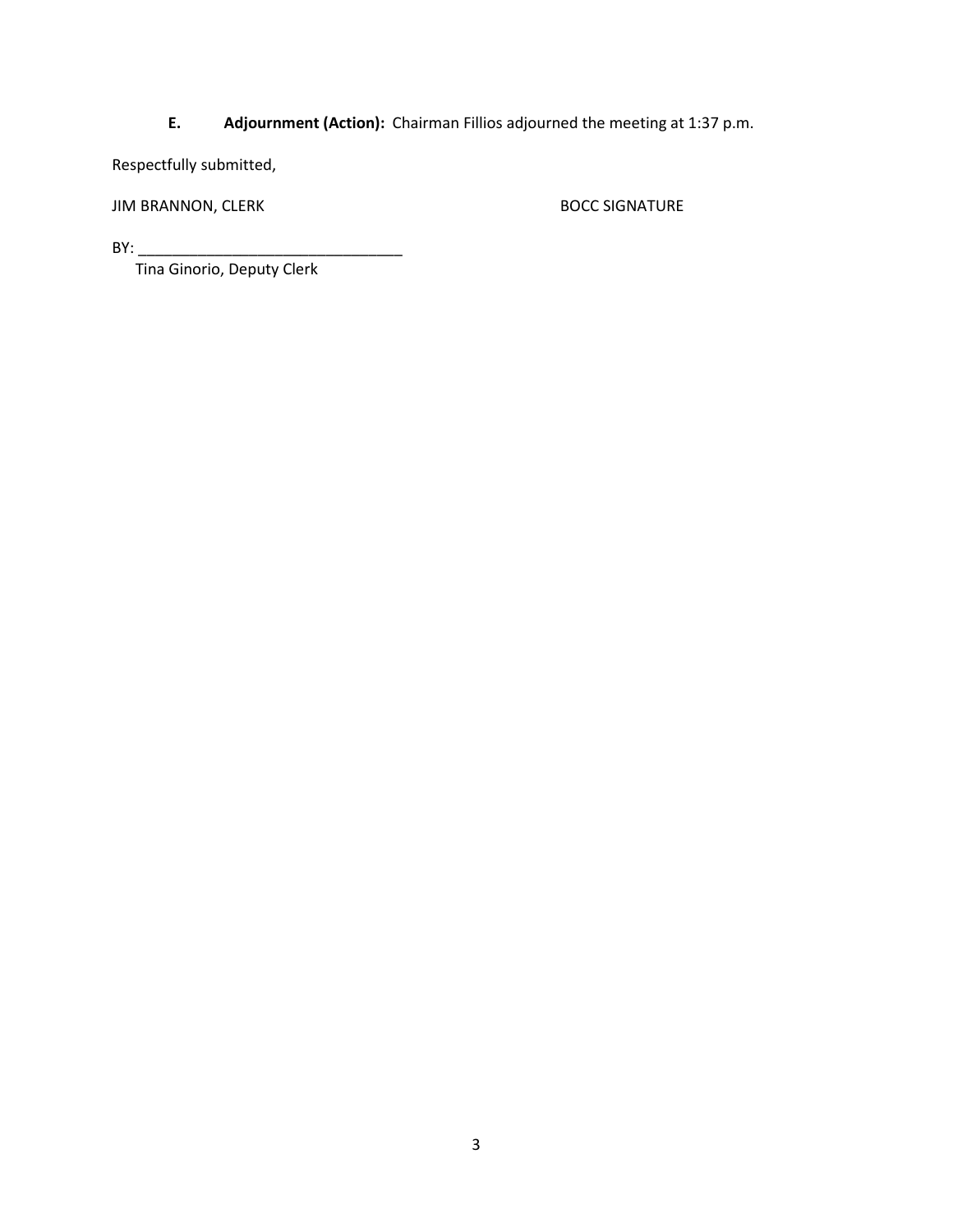**E. Adjournment (Action):** Chairman Fillios adjourned the meeting at 1:37 p.m.

Respectfully submitted,

JIM BRANNON, CLERK BOCC SIGNATURE

BY: _______________________________
Tina Ginorio, Deputy Clerk